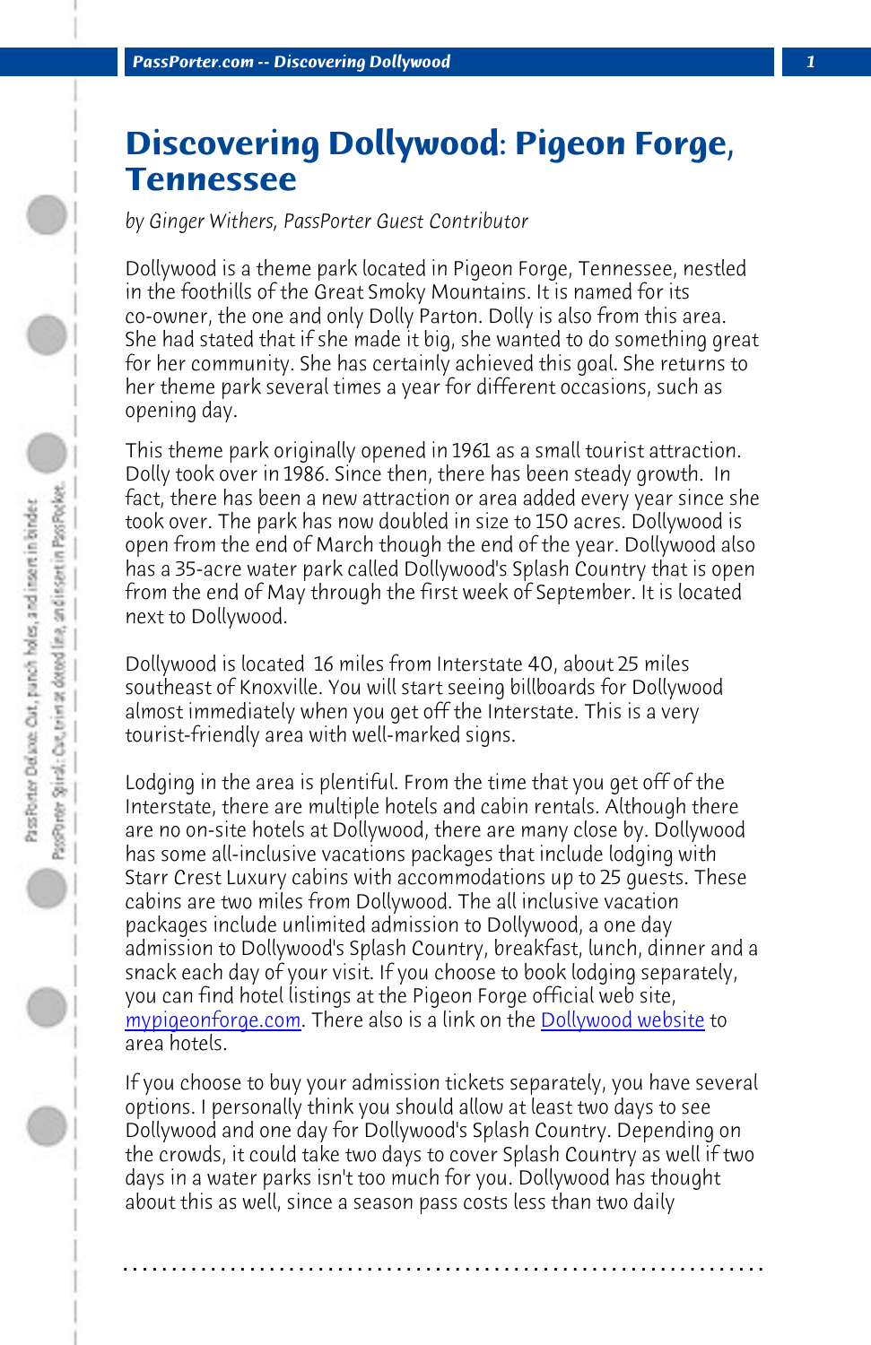# Discovering Dollywood: Pigeon Forge, Tennessee

*by Ginger Withers, PassPorter Guest Contributor*

Dollywood is a theme park located in Pigeon Forge, Tennessee, nestled in the foothills of the Great Smoky Mountains. It is named for its co-owner, the one and only Dolly Parton. Dolly is also from this area. She had stated that if she made it big, she wanted to do something great for her community. She has certainly achieved this goal. She returns to her theme park several times a year for different occasions, such as opening day.

This theme park originally opened in 1961 as a small tourist attraction. Dolly took over in 1986. Since then, there has been steady growth. In fact, there has been a new attraction or area added every year since she took over. The park has now doubled in size to 150 acres. Dollywood is open from the end of March though the end of the year. Dollywood also has a 35-acre water park called Dollywood's Splash Country that is open from the end of May through the first week of September. It is located next to Dollywood.

Dollywood is located 16 miles from Interstate 40, about 25 miles southeast of Knoxville. You will start seeing billboards for Dollywood almost immediately when you get off the Interstate. This is a very tourist-friendly area with well-marked signs.

Lodging in the area is plentiful. From the time that you get off of the Interstate, there are multiple hotels and cabin rentals. Although there are no on-site hotels at Dollywood, there are many close by. Dollywood has some all-inclusive vacations packages that include lodging with Starr Crest Luxury cabins with accommodations up to 25 guests. These cabins are two miles from Dollywood. The all inclusive vacation packages include unlimited admission to Dollywood, a one day admission to Dollywood's Splash Country, breakfast, lunch, dinner and a snack each day of your visit. If you choose to book lodging separately, you can find hotel listings at the Pigeon Forge official web site, mypigeonforge.com. There also is a link on the Dollywood website to area hotels.

If you choose to buy your admission tickets separately, you have several options. I personally think you should allow at least two days to see Dollywood and one day for Dollywood's Splash Country. Depending on the crowds, it could take two days to cover Splash Country as well if two days in a water parks isn't too much for you. Dollywood has thought about this as well, since a season pass costs less than two daily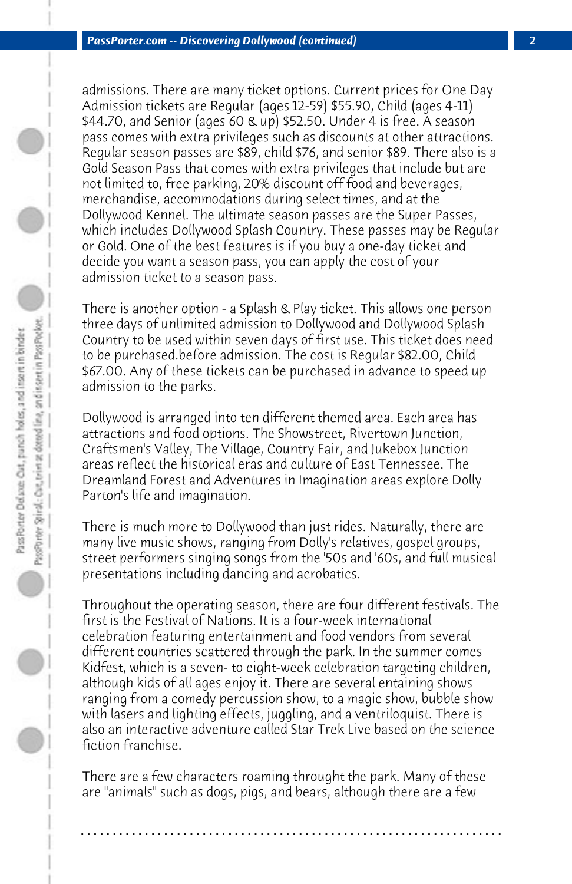admissions. There are many ticket options. Current prices for One Day Admission tickets are Regular (ages 12-59) $55.90, Child (ages 4-11) $44.70, and Senior (ages 60 & up) $52.50. Under 4 is free. A season pass comes with extra privileges such as discounts at other attractions. Regular season passes are $89, child $76, and senior $89. There also is a Gold Season Pass that comes with extra privileges that include but are not limited to, free parking, 20% discount off food and beverages, merchandise, accommodations during select times, and at the Dollywood Kennel. The ultimate season passes are the Super Passes, which includes Dollywood Splash Country. These passes may be Regular or Gold. One of the best features is if you buy a one-day ticket and decide you want a season pass, you can apply the cost of your admission ticket to a season pass.

There is another option - a Splash & Play ticket. This allows one person three days of unlimited admission to Dollywood and Dollywood Splash Country to be used within seven days of first use. This ticket does need to be purchased.before admission. The cost is Regular $82.00, Child $67.00. Any of these tickets can be purchased in advance to speed up admission to the parks.

Dollywood is arranged into ten different themed area. Each area has attractions and food options. The Showstreet, Rivertown Junction, Craftsmen's Valley, The Village, Country Fair, and Jukebox Junction areas reflect the historical eras and culture of East Tennessee. The Dreamland Forest and Adventures in Imagination areas explore Dolly Parton's life and imagination.

There is much more to Dollywood than just rides. Naturally, there are many live music shows, ranging from Dolly's relatives, gospel groups, street performers singing songs from the '50s and '60s, and full musical presentations including dancing and acrobatics.

Throughout the operating season, there are four different festivals. The first is the Festival of Nations. It is a four-week international celebration featuring entertainment and food vendors from several different countries scattered through the park. In the summer comes Kidfest, which is a seven- to eight-week celebration targeting children, although kids of all ages enjoy it. There are several entaining shows ranging from a comedy percussion show, to a magic show, bubble show with lasers and lighting effects, juggling, and a ventriloquist. There is also an interactive adventure called Star Trek Live based on the science fiction franchise.

There are a few characters roaming throught the park. Many of these are "animals" such as dogs, pigs, and bears, although there are a few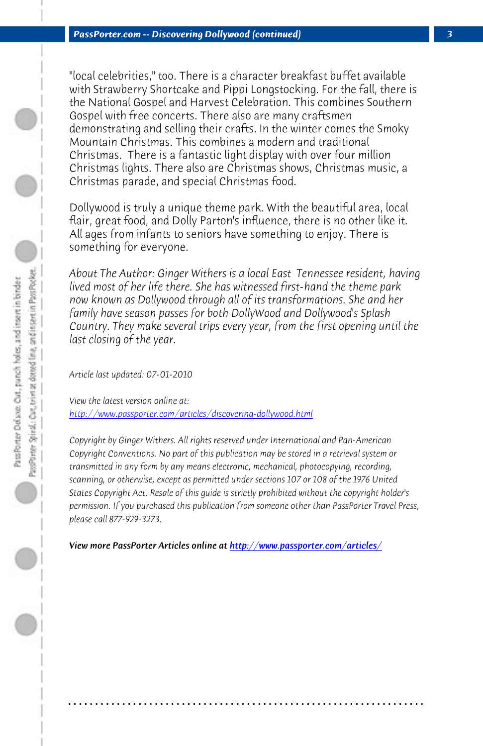"local celebrities," too. There is a character breakfast buffet available with Strawberry Shortcake and Pippi Longstocking. For the fall, there is the National Gospel and Harvest Celebration. This combines Southern Gospel with free concerts. There also are many craftsmen demonstrating and selling their crafts. In the winter comes the Smoky Mountain Christmas. This combines a modern and traditional Christmas.  There is a fantastic light display with over four million Christmas lights. There also are Christmas shows, Christmas music, a Christmas parade, and special Christmas food.

Dollywood is truly a unique theme park. With the beautiful area, local flair, great food, and Dolly Parton's influence, there is no other like it. All ages from infants to seniors have something to enjoy. There is something for everyone.

*About The Author: Ginger Withers is a local East  Tennessee resident, having lived most of her life there. She has witnessed first-hand the theme park now known as Dollywood through all of its transformations. She and her family have season passes for both DollyWood and Dollywood's Splash Country. They make several trips every year, from the first opening until the last closing of the year.*

*Article last updated: 07-01-2010*

*View the latest version online at:*
*http://www.passporter.com/articles/discovering-dollywood.html*

*Copyright by Ginger Withers. All rights reserved under International and Pan-American Copyright Conventions. No part of this publication may be stored in a retrieval system or transmitted in any form by any means electronic, mechanical, photocopying, recording, scanning, or otherwise, except as permitted under sections 107 or 108 of the 1976 United States Copyright Act. Resale of this guide is strictly prohibited without the copyright holder's permission. If you purchased this publication from someone other than PassPorter Travel Press, please call 877-929-3273.*

***View more PassPorter Articles online at http://www.passporter.com/articles/***